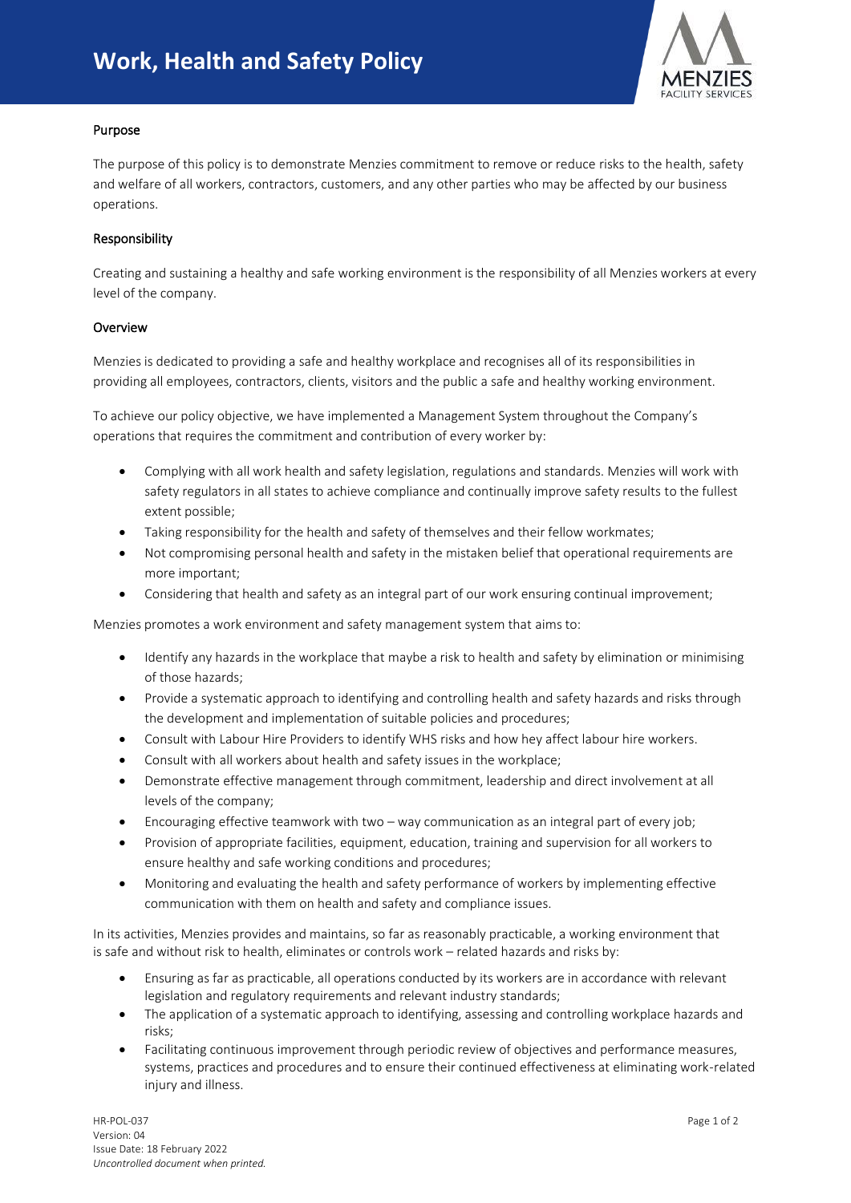# Work, Health and Safety Policy

## Purpose

The purpose of this policy is to demonstrate Menzies commitment to remove or reduce risks to the health, safety and welfare of all workers, contractors, customers, and any other parties who may be affected by our business operations.

## Responsibility

Creating and sustaining a healthy and safe working environment is the responsibility of all Menzies workers at every level of the company.

## Overview

Menzies is dedicated to providing a safe and healthy workplace and recognises all of its responsibilities in providing all employees, contractors, clients, visitors and the public a safe and healthy working environment.

To achieve our policy objective, we have implemented a Management System throughout the Company's operations that requires the commitment and contribution of every worker by:

- Complying with all work health and safety legislation, regulations and standards. Menzies will work with safety regulators in all states to achieve compliance and continually improve safety results to the fullest extent possible;
- Taking responsibility for the health and safety of themselves and their fellow workmates;
- Not compromising personal health and safety in the mistaken belief that operational requirements are more important;
- Considering that health and safety as an integral part of our work ensuring continual improvement;

Menzies promotes a work environment and safety management system that aims to:

- Identify any hazards in the workplace that maybe a risk to health and safety by elimination or minimising of those hazards;
- Provide a systematic approach to identifying and controlling health and safety hazards and risks through the development and implementation of suitable policies and procedures;
- Consult with Labour Hire Providers to identify WHS risks and how hey affect labour hire workers.
- Consult with all workers about health and safety issues in the workplace;
- Demonstrate effective management through commitment, leadership and direct involvement at all levels of the company;
- Encouraging effective teamwork with two – way communication as an integral part of every job;
- Provision of appropriate facilities, equipment, education, training and supervision for all workers to ensure healthy and safe working conditions and procedures;
- Monitoring and evaluating the health and safety performance of workers by implementing effective communication with them on health and safety and compliance issues.

In its activities, Menzies provides and maintains, so far as reasonably practicable, a working environment that is safe and without risk to health, eliminates or controls work – related hazards and risks by:

- Ensuring as far as practicable, all operations conducted by its workers are in accordance with relevant legislation and regulatory requirements and relevant industry standards;
- The application of a systematic approach to identifying, assessing and controlling workplace hazards and risks;
- Facilitating continuous improvement through periodic review of objectives and performance measures, systems, practices and procedures and to ensure their continued effectiveness at eliminating work-related injury and illness.

HR-POL-037
Version: 04
Issue Date: 18 February 2022
*Uncontrolled document when printed.*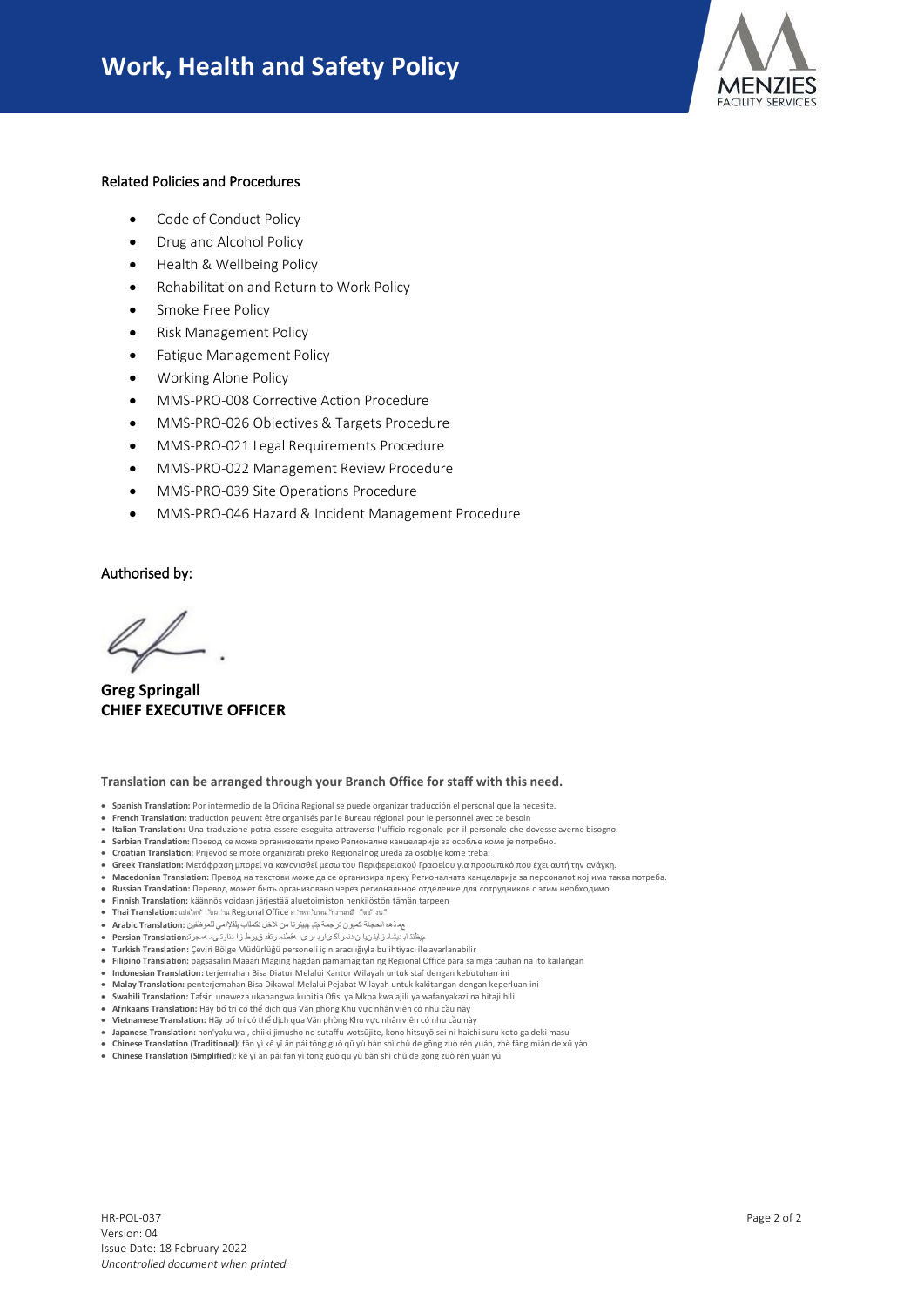# Work, Health and Safety Policy

## Related Policies and Procedures

- Code of Conduct Policy
- Drug and Alcohol Policy
- Health & Wellbeing Policy
- Rehabilitation and Return to Work Policy
- Smoke Free Policy
- Risk Management Policy
- Fatigue Management Policy
- Working Alone Policy
- MMS-PRO-008 Corrective Action Procedure
- MMS-PRO-026 Objectives & Targets Procedure
- MMS-PRO-021 Legal Requirements Procedure
- MMS-PRO-022 Management Review Procedure
- MMS-PRO-039 Site Operations Procedure
- MMS-PRO-046 Hazard & Incident Management Procedure

## Authorised by:

**Greg Springall**
**CHIEF EXECUTIVE OFFICER**

**Translation can be arranged through your Branch Office for staff with this need.**

- **Spanish Translation:** Por intermedio de la Oficina Regional se puede organizar traducción el personal que la necesite.
- **French Translation:** traduction peuvent être organisés par le Bureau régional pour le personnel avec ce besoin
- **Italian Translation:** Una traduzione potra essere eseguita attraverso l'ufficio regionale per il personale che dovesse averne bisogno.
- **Serbian Translation:** Превод се може организовати преко Регионалне канцеларије за особље коме је потребно.
- **Croatian Translation:** Prijevod se može organizirati preko Regionalnog ureda za osoblje kome treba.
- **Greek Translation:** Μετάφραση μπορεί να κανονισθεί μέσω του Περιφερειακού Γραφείου για προσωπικό που έχει αυτή την ανάγκη.
- **Macedonian Translation:** Превод на текстови може да се организира преку Регионалната канцеларија за персоналот кој има таква потреба.
- **Russian Translation:** Перевод может быть организовано через региональное отделение для сотрудников с этим необходимо
- **Finnish Translation:** käännös voidaan järjestää aluetoimiston henkilöstön tämän tarpeen
- **Thai Translation:** แปลได้ จัดผ่าน Regional Office สำหรับพนักงานที่ มีความต้องการนี้
- **Arabic Translation:** يمكن ترتيب ترجمة من خلال المكتب الإقليمي للموظفين مع هذه الحاجة
- **Persian Translation:** ترجمه را می توان از طریق دفتر منطقه ای برای کارکنان با این نیاز ترتیب داد
- **Turkish Translation:** Çeviri Bölge Müdürlüğü personeli için aracılığıyla bu ihtiyacı ile ayarlanabilir
- **Filipino Translation:** pagsasalin Maaari Maging hagdan pamamagitan ng Regional Office para sa mga tauhan na ito kailangan
- **Indonesian Translation:** terjemahan Bisa Diatur Melalui Kantor Wilayah untuk staf dengan kebutuhan ini
- **Malay Translation:** penterjemahan Bisa Dikawal Melalui Pejabat Wilayah untuk kakitangan dengan keperluan ini
- **Swahili Translation:** Tafsiri unaweza ukapangwa kupitia Ofisi ya Mkoa kwa ajili ya wafanyakazi na hitaji hili
- **Afrikaans Translation:** Hãy bố trí có thể dịch qua Văn phòng Khu vực nhân viên có nhu cầu này
- **Vietnamese Translation:** Hãy bố trí có thể dịch qua Văn phòng Khu vực nhân viên có nhu cầu này
- **Japanese Translation:** hon'yaku wa , chiiki jimusho no sutaffu wotsūjite, kono hitsuyō sei ni haichi suru koto ga deki masu
- **Chinese Translation (Traditional):** fān yì kě yǐ ān pái tōng guò qū yù bàn shì chù de gōng zuò rén yuán, zhè fāng miàn de xū yào
- **Chinese Translation (Simplified)**: kě yǐ ān pái fān yì tōng guò qū yù bàn shì chù de gōng zuò rén yuán yǔ

HR-POL-037
Version: 04
Issue Date: 18 February 2022
*Uncontrolled document when printed.*